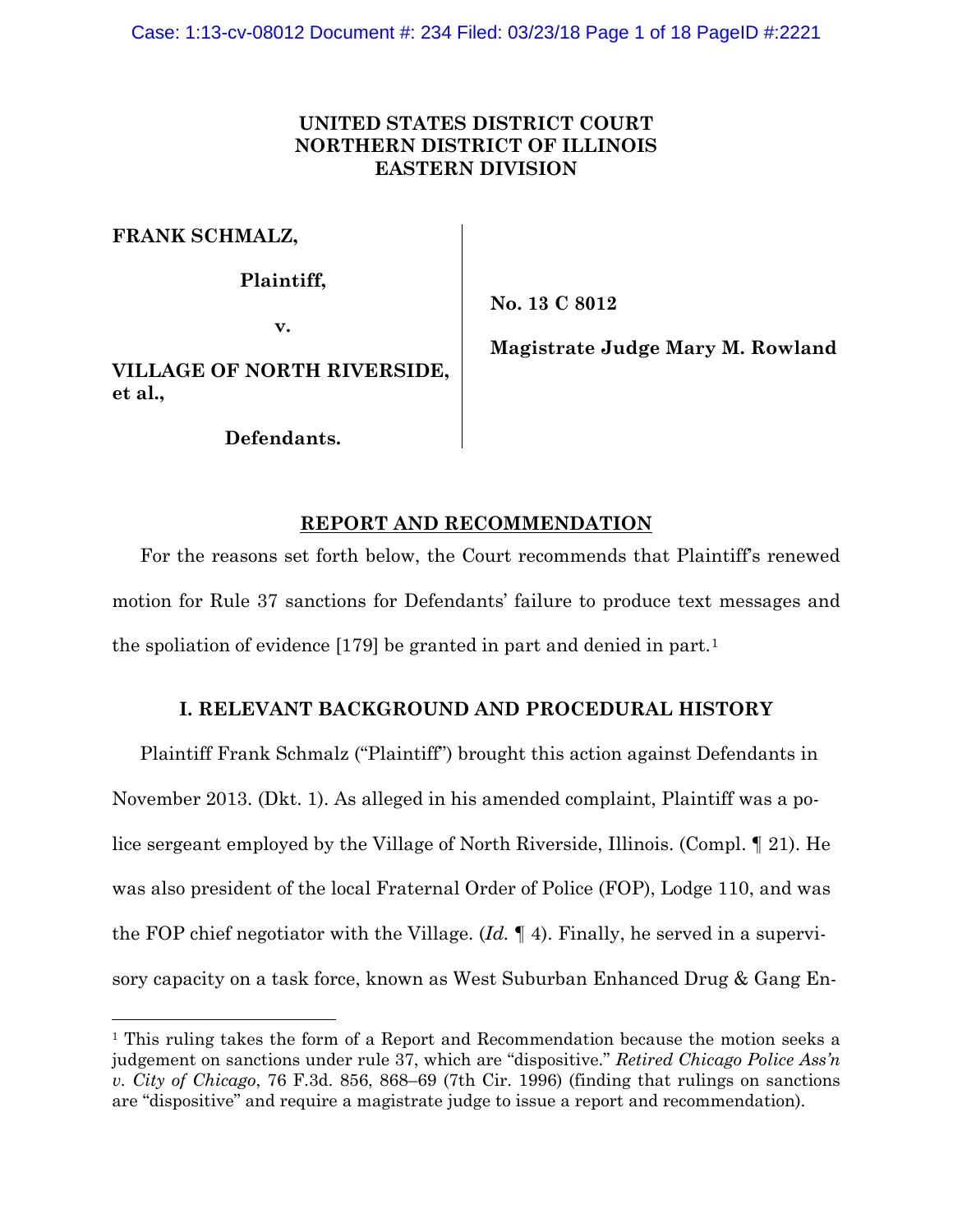**UNITED STATES DISTRICT COURT**
**NORTHERN DISTRICT OF ILLINOIS**
**EASTERN DIVISION**

**FRANK SCHMALZ,**

**Plaintiff,**

**v.**

**VILLAGE OF NORTH RIVERSIDE, et al.,**

**Defendants.**

**No. 13 C 8012**

**Magistrate Judge Mary M. Rowland**

## REPORT AND RECOMMENDATION

For the reasons set forth below, the Court recommends that Plaintiff's renewed motion for Rule 37 sanctions for Defendants' failure to produce text messages and the spoliation of evidence [179] be granted in part and denied in part.[1]

## I. RELEVANT BACKGROUND AND PROCEDURAL HISTORY

Plaintiff Frank Schmalz ("Plaintiff") brought this action against Defendants in November 2013. (Dkt. 1). As alleged in his amended complaint, Plaintiff was a police sergeant employed by the Village of North Riverside, Illinois. (Compl. ¶ 21). He was also president of the local Fraternal Order of Police (FOP), Lodge 110, and was the FOP chief negotiator with the Village. (*Id.* ¶ 4). Finally, he served in a supervisory capacity on a task force, known as West Suburban Enhanced Drug & Gang En-

---

[1] This ruling takes the form of a Report and Recommendation because the motion seeks a judgement on sanctions under rule 37, which are "dispositive." *Retired Chicago Police Ass'n v. City of Chicago*, 76 F.3d. 856, 868–69 (7th Cir. 1996) (finding that rulings on sanctions are "dispositive" and require a magistrate judge to issue a report and recommendation).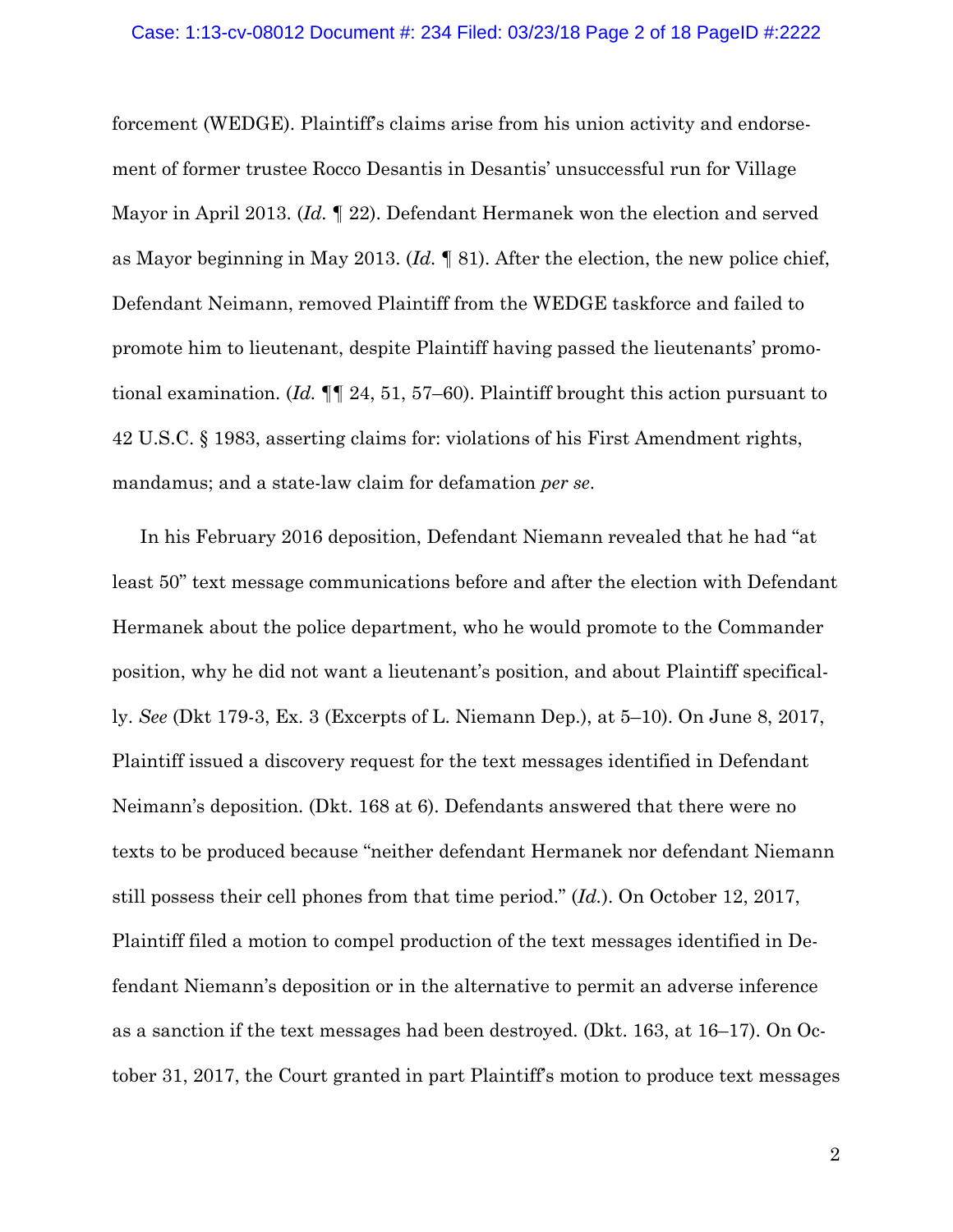forcement (WEDGE). Plaintiff's claims arise from his union activity and endorsement of former trustee Rocco Desantis in Desantis' unsuccessful run for Village Mayor in April 2013. (*Id.* ¶ 22). Defendant Hermanek won the election and served as Mayor beginning in May 2013. (*Id.* ¶ 81). After the election, the new police chief, Defendant Neimann, removed Plaintiff from the WEDGE taskforce and failed to promote him to lieutenant, despite Plaintiff having passed the lieutenants' promotional examination. (*Id.* ¶¶ 24, 51, 57–60). Plaintiff brought this action pursuant to 42 U.S.C. § 1983, asserting claims for: violations of his First Amendment rights, mandamus; and a state-law claim for defamation *per se*.

In his February 2016 deposition, Defendant Niemann revealed that he had "at least 50" text message communications before and after the election with Defendant Hermanek about the police department, who he would promote to the Commander position, why he did not want a lieutenant's position, and about Plaintiff specifically. *See* (Dkt 179-3, Ex. 3 (Excerpts of L. Niemann Dep.), at 5–10). On June 8, 2017, Plaintiff issued a discovery request for the text messages identified in Defendant Neimann's deposition. (Dkt. 168 at 6). Defendants answered that there were no texts to be produced because "neither defendant Hermanek nor defendant Niemann still possess their cell phones from that time period." (*Id.*). On October 12, 2017, Plaintiff filed a motion to compel production of the text messages identified in Defendant Niemann's deposition or in the alternative to permit an adverse inference as a sanction if the text messages had been destroyed. (Dkt. 163, at 16–17). On October 31, 2017, the Court granted in part Plaintiff's motion to produce text messages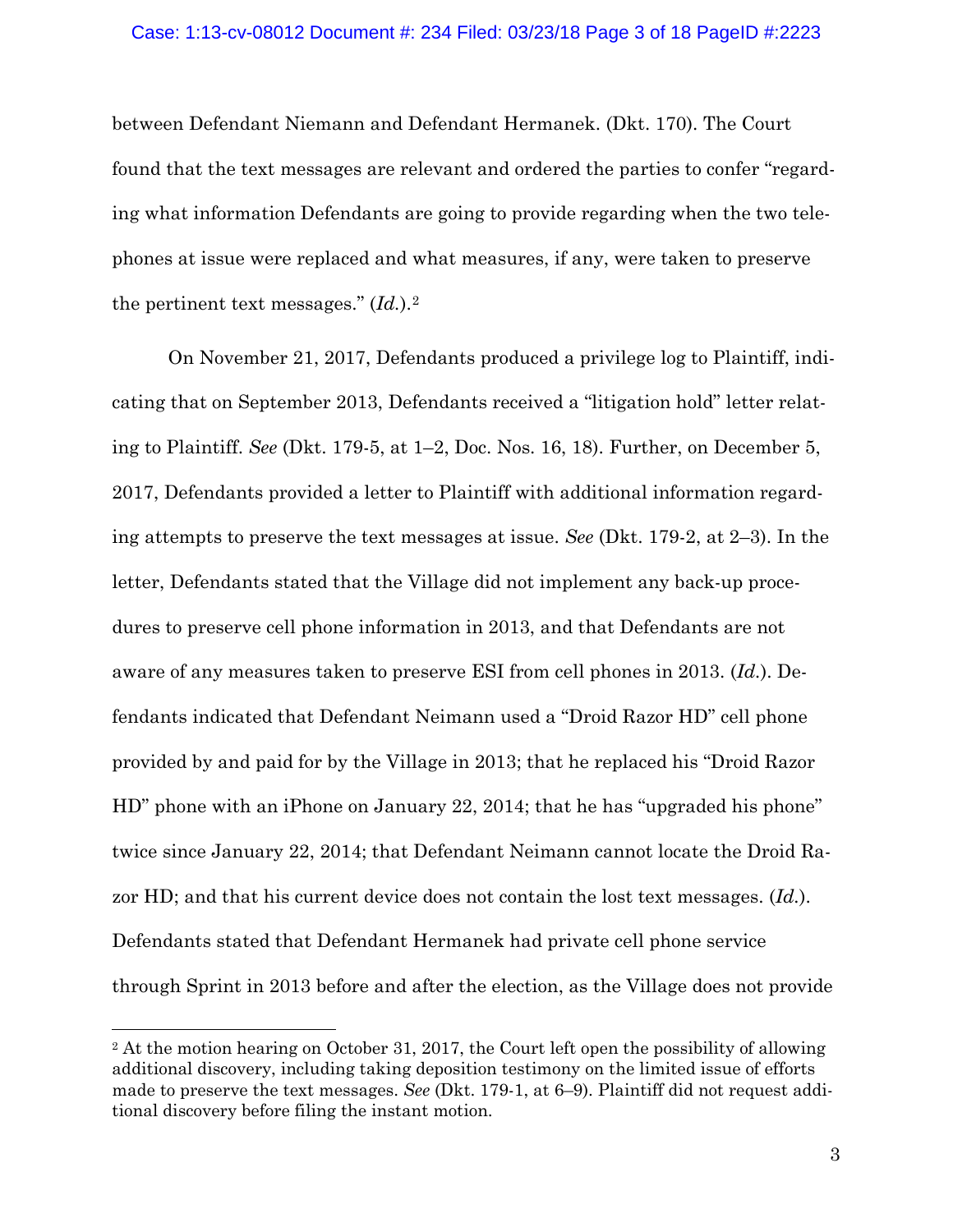between Defendant Niemann and Defendant Hermanek. (Dkt. 170). The Court found that the text messages are relevant and ordered the parties to confer "regarding what information Defendants are going to provide regarding when the two telephones at issue were replaced and what measures, if any, were taken to preserve the pertinent text messages." (*Id.*).[2]

On November 21, 2017, Defendants produced a privilege log to Plaintiff, indicating that on September 2013, Defendants received a "litigation hold" letter relating to Plaintiff. *See* (Dkt. 179-5, at 1–2, Doc. Nos. 16, 18). Further, on December 5, 2017, Defendants provided a letter to Plaintiff with additional information regarding attempts to preserve the text messages at issue. *See* (Dkt. 179-2, at 2–3). In the letter, Defendants stated that the Village did not implement any back-up procedures to preserve cell phone information in 2013, and that Defendants are not aware of any measures taken to preserve ESI from cell phones in 2013. (*Id.*). Defendants indicated that Defendant Neimann used a "Droid Razor HD" cell phone provided by and paid for by the Village in 2013; that he replaced his "Droid Razor HD" phone with an iPhone on January 22, 2014; that he has "upgraded his phone" twice since January 22, 2014; that Defendant Neimann cannot locate the Droid Razor HD; and that his current device does not contain the lost text messages. (*Id.*). Defendants stated that Defendant Hermanek had private cell phone service through Sprint in 2013 before and after the election, as the Village does not provide

[2] At the motion hearing on October 31, 2017, the Court left open the possibility of allowing additional discovery, including taking deposition testimony on the limited issue of efforts made to preserve the text messages. *See* (Dkt. 179-1, at 6–9). Plaintiff did not request additional discovery before filing the instant motion.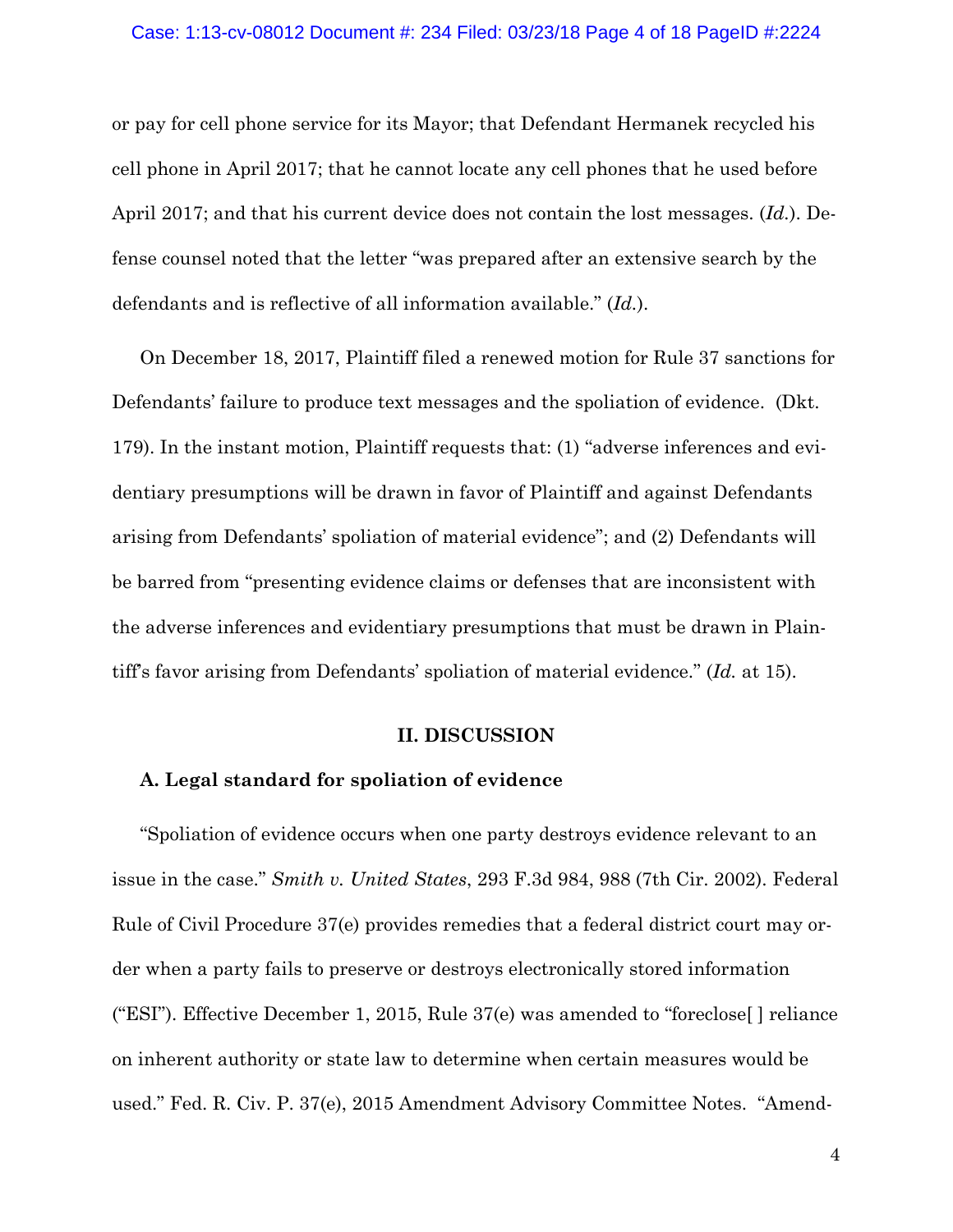or pay for cell phone service for its Mayor; that Defendant Hermanek recycled his cell phone in April 2017; that he cannot locate any cell phones that he used before April 2017; and that his current device does not contain the lost messages. (*Id.*). Defense counsel noted that the letter "was prepared after an extensive search by the defendants and is reflective of all information available." (*Id.*).

On December 18, 2017, Plaintiff filed a renewed motion for Rule 37 sanctions for Defendants' failure to produce text messages and the spoliation of evidence. (Dkt. 179). In the instant motion, Plaintiff requests that: (1) "adverse inferences and evidentiary presumptions will be drawn in favor of Plaintiff and against Defendants arising from Defendants' spoliation of material evidence"; and (2) Defendants will be barred from "presenting evidence claims or defenses that are inconsistent with the adverse inferences and evidentiary presumptions that must be drawn in Plaintiff's favor arising from Defendants' spoliation of material evidence." (*Id.* at 15).

## II. DISCUSSION

### A. Legal standard for spoliation of evidence

"Spoliation of evidence occurs when one party destroys evidence relevant to an issue in the case." *Smith v. United States*, 293 F.3d 984, 988 (7th Cir. 2002). Federal Rule of Civil Procedure 37(e) provides remedies that a federal district court may order when a party fails to preserve or destroys electronically stored information ("ESI"). Effective December 1, 2015, Rule 37(e) was amended to "foreclose[ ] reliance on inherent authority or state law to determine when certain measures would be used." Fed. R. Civ. P. 37(e), 2015 Amendment Advisory Committee Notes. "Amend-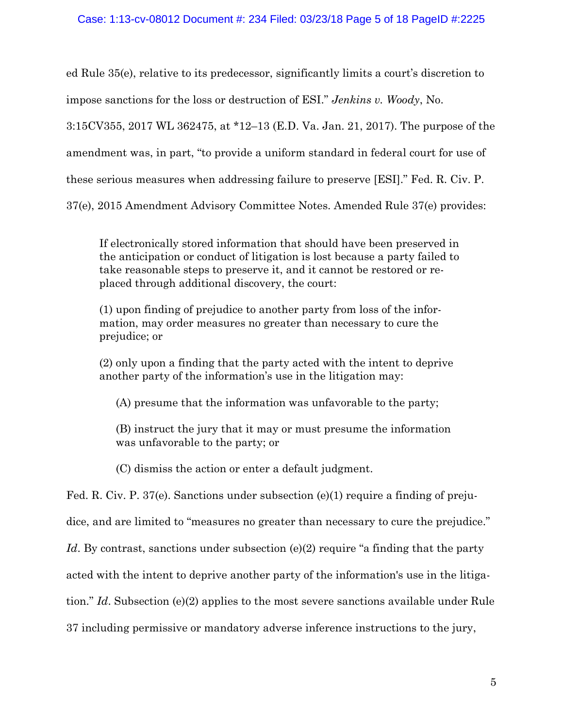ed Rule 35(e), relative to its predecessor, significantly limits a court's discretion to impose sanctions for the loss or destruction of ESI." *Jenkins v. Woody*, No. 3:15CV355, 2017 WL 362475, at *12–13 (E.D. Va. Jan. 21, 2017). The purpose of the amendment was, in part, "to provide a uniform standard in federal court for use of these serious measures when addressing failure to preserve [ESI]." Fed. R. Civ. P. 37(e), 2015 Amendment Advisory Committee Notes. Amended Rule 37(e) provides:

> If electronically stored information that should have been preserved in the anticipation or conduct of litigation is lost because a party failed to take reasonable steps to preserve it, and it cannot be restored or replaced through additional discovery, the court:
>
> (1) upon finding of prejudice to another party from loss of the information, may order measures no greater than necessary to cure the prejudice; or
>
> (2) only upon a finding that the party acted with the intent to deprive another party of the information's use in the litigation may:
>
> > (A) presume that the information was unfavorable to the party;
> >
> > (B) instruct the jury that it may or must presume the information was unfavorable to the party; or
> >
> > (C) dismiss the action or enter a default judgment.

Fed. R. Civ. P. 37(e). Sanctions under subsection (e)(1) require a finding of prejudice, and are limited to "measures no greater than necessary to cure the prejudice." *Id*. By contrast, sanctions under subsection (e)(2) require "a finding that the party acted with the intent to deprive another party of the information's use in the litigation." *Id*. Subsection (e)(2) applies to the most severe sanctions available under Rule 37 including permissive or mandatory adverse inference instructions to the jury,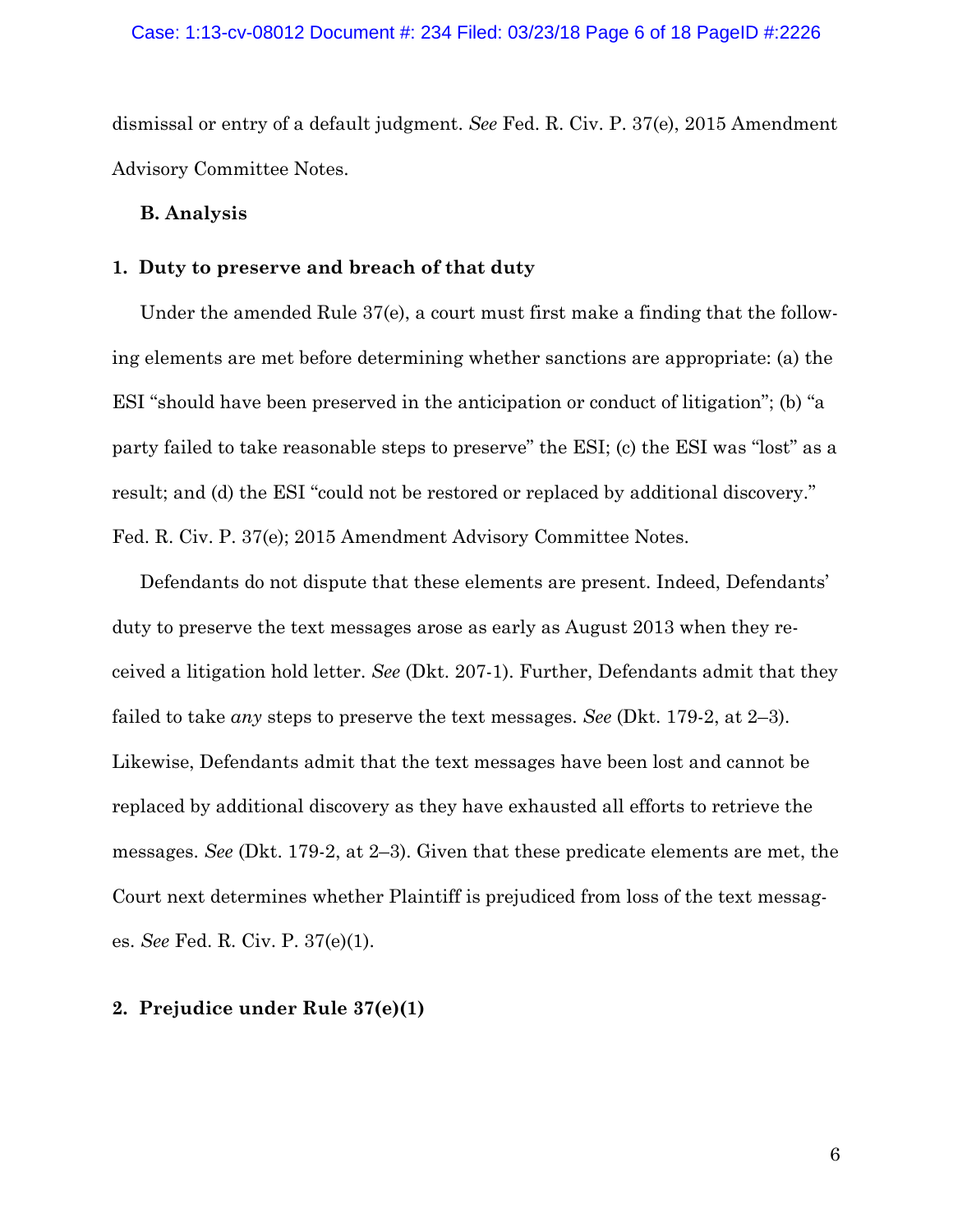dismissal or entry of a default judgment. *See* Fed. R. Civ. P. 37(e), 2015 Amendment Advisory Committee Notes.

**B. Analysis**

**1. Duty to preserve and breach of that duty**

Under the amended Rule 37(e), a court must first make a finding that the following elements are met before determining whether sanctions are appropriate: (a) the ESI "should have been preserved in the anticipation or conduct of litigation"; (b) "a party failed to take reasonable steps to preserve" the ESI; (c) the ESI was "lost" as a result; and (d) the ESI "could not be restored or replaced by additional discovery." Fed. R. Civ. P. 37(e); 2015 Amendment Advisory Committee Notes.

Defendants do not dispute that these elements are present. Indeed, Defendants' duty to preserve the text messages arose as early as August 2013 when they received a litigation hold letter. *See* (Dkt. 207-1). Further, Defendants admit that they failed to take *any* steps to preserve the text messages. *See* (Dkt. 179-2, at 2–3). Likewise, Defendants admit that the text messages have been lost and cannot be replaced by additional discovery as they have exhausted all efforts to retrieve the messages. *See* (Dkt. 179-2, at 2–3). Given that these predicate elements are met, the Court next determines whether Plaintiff is prejudiced from loss of the text messages. *See* Fed. R. Civ. P. 37(e)(1).

**2. Prejudice under Rule 37(e)(1)**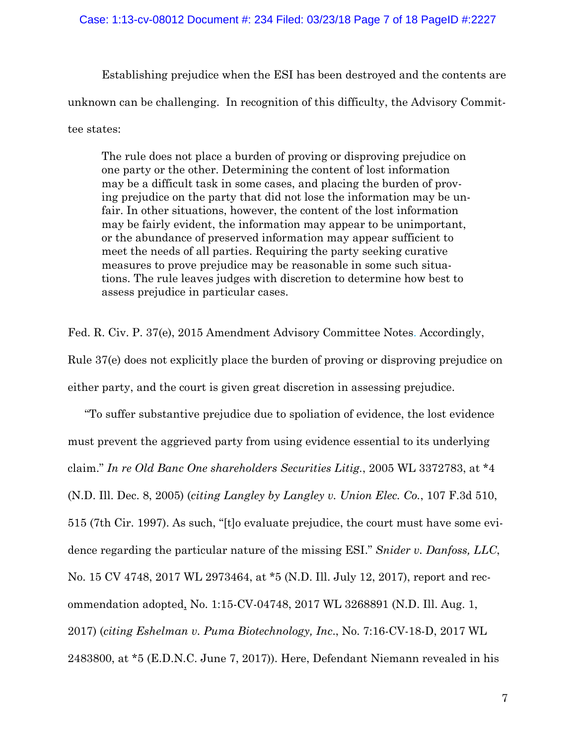Establishing prejudice when the ESI has been destroyed and the contents are unknown can be challenging. In recognition of this difficulty, the Advisory Committee states:

> The rule does not place a burden of proving or disproving prejudice on one party or the other. Determining the content of lost information may be a difficult task in some cases, and placing the burden of proving prejudice on the party that did not lose the information may be unfair. In other situations, however, the content of the lost information may be fairly evident, the information may appear to be unimportant, or the abundance of preserved information may appear sufficient to meet the needs of all parties. Requiring the party seeking curative measures to prove prejudice may be reasonable in some such situations. The rule leaves judges with discretion to determine how best to assess prejudice in particular cases.

Fed. R. Civ. P. 37(e), 2015 Amendment Advisory Committee Notes. Accordingly, Rule 37(e) does not explicitly place the burden of proving or disproving prejudice on either party, and the court is given great discretion in assessing prejudice.

"To suffer substantive prejudice due to spoliation of evidence, the lost evidence must prevent the aggrieved party from using evidence essential to its underlying claim." *In re Old Banc One shareholders Securities Litig.*, 2005 WL 3372783, at *4 (N.D. Ill. Dec. 8, 2005) (*citing Langley by Langley v. Union Elec. Co.*, 107 F.3d 510, 515 (7th Cir. 1997). As such, "[t]o evaluate prejudice, the court must have some evidence regarding the particular nature of the missing ESI." *Snider v. Danfoss, LLC*, No. 15 CV 4748, 2017 WL 2973464, at *5 (N.D. Ill. July 12, 2017), report and recommendation adopted, No. 1:15-CV-04748, 2017 WL 3268891 (N.D. Ill. Aug. 1, 2017) (*citing Eshelman v. Puma Biotechnology, Inc*., No. 7:16-CV-18-D, 2017 WL 2483800, at *5 (E.D.N.C. June 7, 2017)). Here, Defendant Niemann revealed in his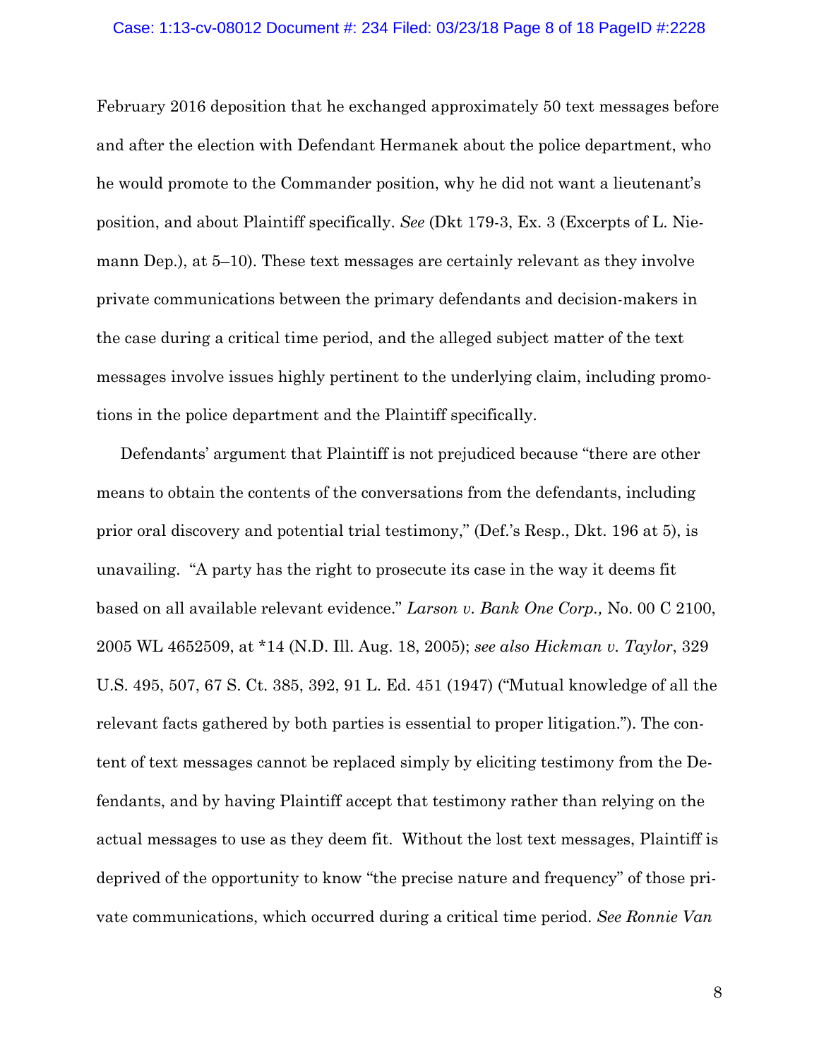February 2016 deposition that he exchanged approximately 50 text messages before and after the election with Defendant Hermanek about the police department, who he would promote to the Commander position, why he did not want a lieutenant's position, and about Plaintiff specifically. *See* (Dkt 179-3, Ex. 3 (Excerpts of L. Niemann Dep.), at 5–10). These text messages are certainly relevant as they involve private communications between the primary defendants and decision-makers in the case during a critical time period, and the alleged subject matter of the text messages involve issues highly pertinent to the underlying claim, including promotions in the police department and the Plaintiff specifically.

Defendants' argument that Plaintiff is not prejudiced because "there are other means to obtain the contents of the conversations from the defendants, including prior oral discovery and potential trial testimony," (Def.'s Resp., Dkt. 196 at 5), is unavailing. "A party has the right to prosecute its case in the way it deems fit based on all available relevant evidence." *Larson v. Bank One Corp.,* No. 00 C 2100, 2005 WL 4652509, at *14 (N.D. Ill. Aug. 18, 2005); *see also Hickman v. Taylor*, 329 U.S. 495, 507, 67 S. Ct. 385, 392, 91 L. Ed. 451 (1947) ("Mutual knowledge of all the relevant facts gathered by both parties is essential to proper litigation."). The content of text messages cannot be replaced simply by eliciting testimony from the Defendants, and by having Plaintiff accept that testimony rather than relying on the actual messages to use as they deem fit. Without the lost text messages, Plaintiff is deprived of the opportunity to know "the precise nature and frequency" of those private communications, which occurred during a critical time period. *See Ronnie Van*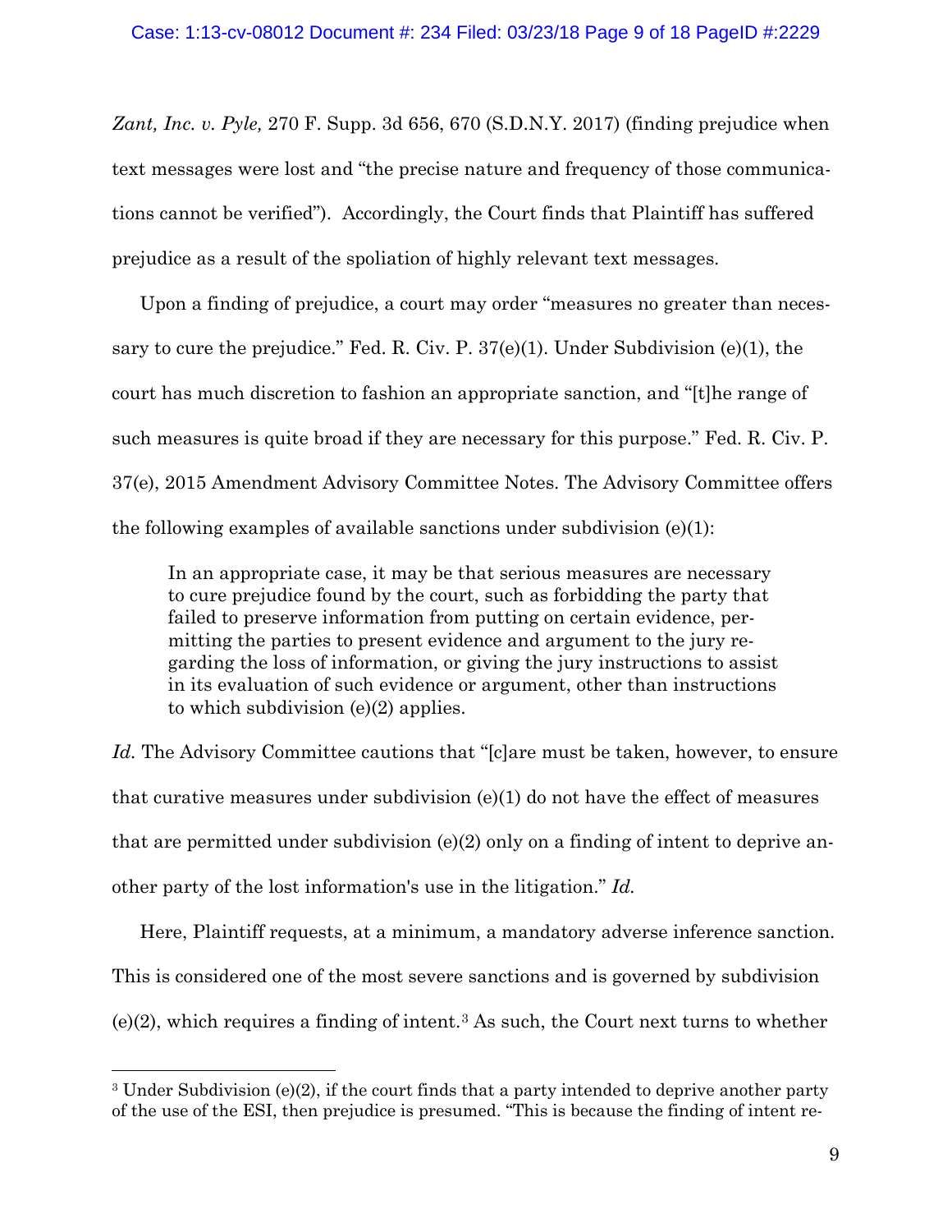*Zant, Inc. v. Pyle,* 270 F. Supp. 3d 656, 670 (S.D.N.Y. 2017) (finding prejudice when text messages were lost and "the precise nature and frequency of those communications cannot be verified"). Accordingly, the Court finds that Plaintiff has suffered prejudice as a result of the spoliation of highly relevant text messages.

Upon a finding of prejudice, a court may order "measures no greater than necessary to cure the prejudice." Fed. R. Civ. P. 37(e)(1). Under Subdivision (e)(1), the court has much discretion to fashion an appropriate sanction, and "[t]he range of such measures is quite broad if they are necessary for this purpose." Fed. R. Civ. P. 37(e), 2015 Amendment Advisory Committee Notes. The Advisory Committee offers the following examples of available sanctions under subdivision (e)(1):

> In an appropriate case, it may be that serious measures are necessary to cure prejudice found by the court, such as forbidding the party that failed to preserve information from putting on certain evidence, permitting the parties to present evidence and argument to the jury regarding the loss of information, or giving the jury instructions to assist in its evaluation of such evidence or argument, other than instructions to which subdivision (e)(2) applies.

*Id.* The Advisory Committee cautions that "[c]are must be taken, however, to ensure that curative measures under subdivision (e)(1) do not have the effect of measures that are permitted under subdivision (e)(2) only on a finding of intent to deprive another party of the lost information's use in the litigation." *Id.*

Here, Plaintiff requests, at a minimum, a mandatory adverse inference sanction. This is considered one of the most severe sanctions and is governed by subdivision (e)(2), which requires a finding of intent.[3] As such, the Court next turns to whether

[3] Under Subdivision (e)(2), if the court finds that a party intended to deprive another party of the use of the ESI, then prejudice is presumed. "This is because the finding of intent re-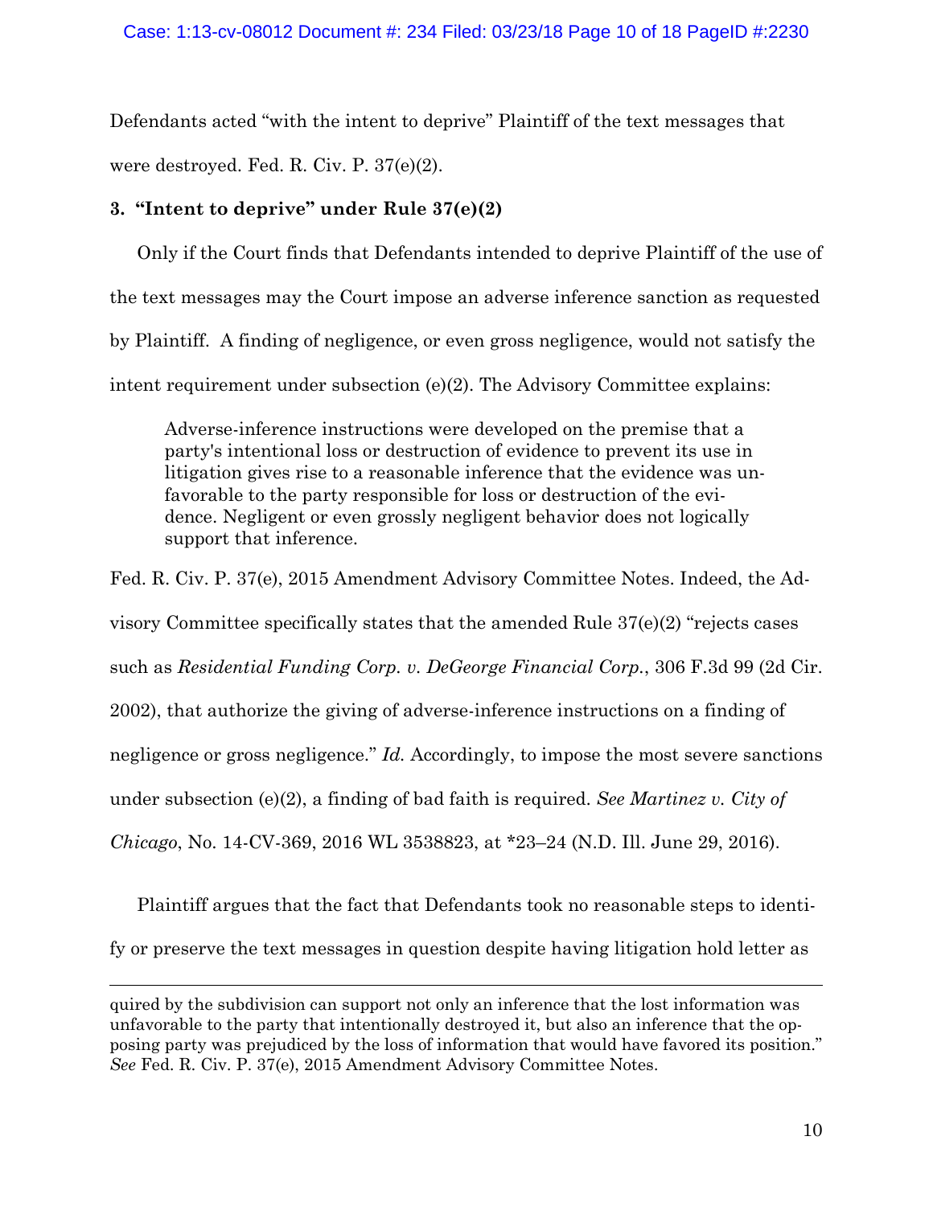Defendants acted "with the intent to deprive" Plaintiff of the text messages that were destroyed. Fed. R. Civ. P. 37(e)(2).

### 3. "Intent to deprive" under Rule 37(e)(2)

Only if the Court finds that Defendants intended to deprive Plaintiff of the use of the text messages may the Court impose an adverse inference sanction as requested by Plaintiff. A finding of negligence, or even gross negligence, would not satisfy the intent requirement under subsection (e)(2). The Advisory Committee explains:

> Adverse-inference instructions were developed on the premise that a party's intentional loss or destruction of evidence to prevent its use in litigation gives rise to a reasonable inference that the evidence was unfavorable to the party responsible for loss or destruction of the evidence. Negligent or even grossly negligent behavior does not logically support that inference.

Fed. R. Civ. P. 37(e), 2015 Amendment Advisory Committee Notes. Indeed, the Advisory Committee specifically states that the amended Rule 37(e)(2) "rejects cases such as *Residential Funding Corp. v. DeGeorge Financial Corp.*, 306 F.3d 99 (2d Cir. 2002), that authorize the giving of adverse-inference instructions on a finding of negligence or gross negligence." *Id.* Accordingly, to impose the most severe sanctions under subsection (e)(2), a finding of bad faith is required. *See Martinez v. City of Chicago*, No. 14-CV-369, 2016 WL 3538823, at *23–24 (N.D. Ill. June 29, 2016).

Plaintiff argues that the fact that Defendants took no reasonable steps to identify or preserve the text messages in question despite having litigation hold letter as

---

quired by the subdivision can support not only an inference that the lost information was unfavorable to the party that intentionally destroyed it, but also an inference that the opposing party was prejudiced by the loss of information that would have favored its position." *See* Fed. R. Civ. P. 37(e), 2015 Amendment Advisory Committee Notes.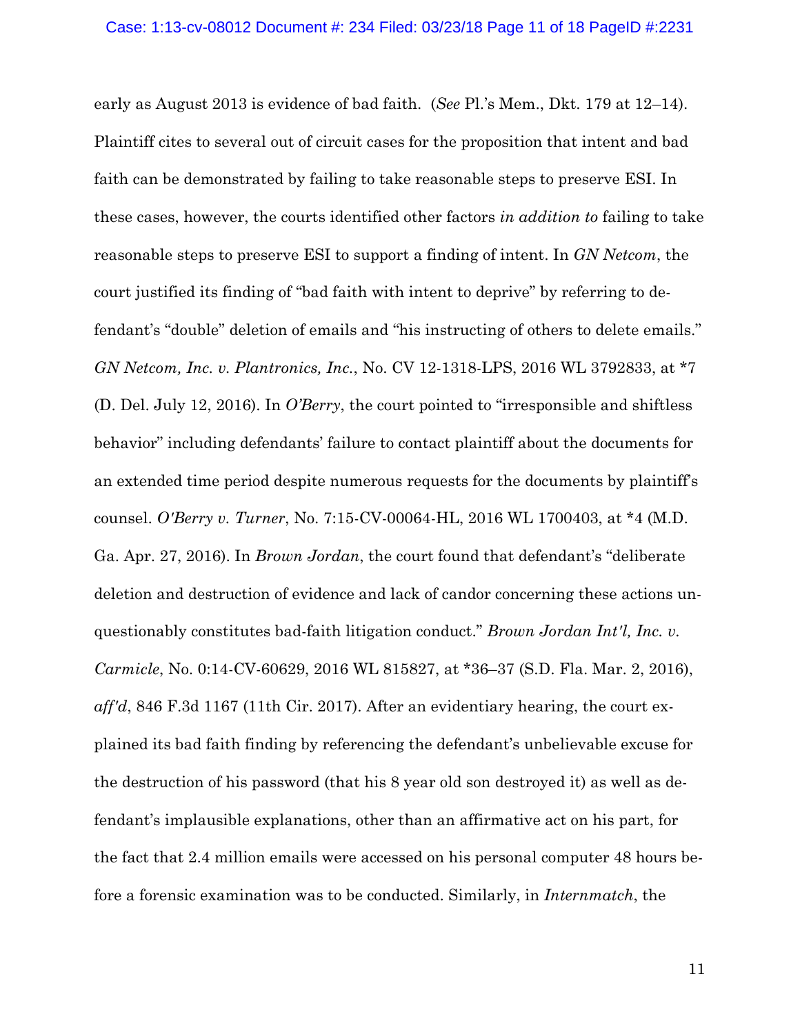early as August 2013 is evidence of bad faith. (*See* Pl.'s Mem., Dkt. 179 at 12–14). Plaintiff cites to several out of circuit cases for the proposition that intent and bad faith can be demonstrated by failing to take reasonable steps to preserve ESI. In these cases, however, the courts identified other factors *in addition to* failing to take reasonable steps to preserve ESI to support a finding of intent. In *GN Netcom*, the court justified its finding of "bad faith with intent to deprive" by referring to defendant's "double" deletion of emails and "his instructing of others to delete emails." *GN Netcom, Inc. v. Plantronics, Inc.*, No. CV 12-1318-LPS, 2016 WL 3792833, at *7 (D. Del. July 12, 2016). In *O'Berry*, the court pointed to "irresponsible and shiftless behavior" including defendants' failure to contact plaintiff about the documents for an extended time period despite numerous requests for the documents by plaintiff's counsel. *O'Berry v. Turner*, No. 7:15-CV-00064-HL, 2016 WL 1700403, at *4 (M.D. Ga. Apr. 27, 2016). In *Brown Jordan*, the court found that defendant's "deliberate deletion and destruction of evidence and lack of candor concerning these actions unquestionably constitutes bad-faith litigation conduct." *Brown Jordan Int'l, Inc. v. Carmicle*, No. 0:14-CV-60629, 2016 WL 815827, at *36–37 (S.D. Fla. Mar. 2, 2016), *aff'd*, 846 F.3d 1167 (11th Cir. 2017). After an evidentiary hearing, the court explained its bad faith finding by referencing the defendant's unbelievable excuse for the destruction of his password (that his 8 year old son destroyed it) as well as defendant's implausible explanations, other than an affirmative act on his part, for the fact that 2.4 million emails were accessed on his personal computer 48 hours before a forensic examination was to be conducted. Similarly, in *Internmatch*, the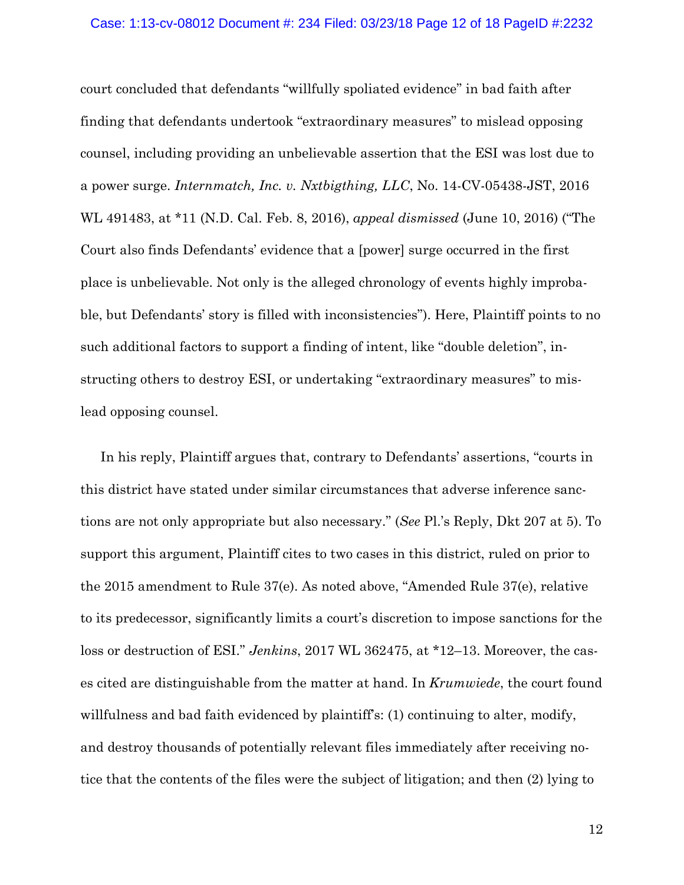court concluded that defendants "willfully spoliated evidence" in bad faith after finding that defendants undertook "extraordinary measures" to mislead opposing counsel, including providing an unbelievable assertion that the ESI was lost due to a power surge. *Internmatch, Inc. v. Nxtbigthing, LLC*, No. 14-CV-05438-JST, 2016 WL 491483, at *11 (N.D. Cal. Feb. 8, 2016), *appeal dismissed* (June 10, 2016) ("The Court also finds Defendants' evidence that a [power] surge occurred in the first place is unbelievable. Not only is the alleged chronology of events highly improbable, but Defendants' story is filled with inconsistencies"). Here, Plaintiff points to no such additional factors to support a finding of intent, like "double deletion", instructing others to destroy ESI, or undertaking "extraordinary measures" to mislead opposing counsel.

In his reply, Plaintiff argues that, contrary to Defendants' assertions, "courts in this district have stated under similar circumstances that adverse inference sanctions are not only appropriate but also necessary." (*See* Pl.'s Reply, Dkt 207 at 5). To support this argument, Plaintiff cites to two cases in this district, ruled on prior to the 2015 amendment to Rule 37(e). As noted above, "Amended Rule 37(e), relative to its predecessor, significantly limits a court's discretion to impose sanctions for the loss or destruction of ESI." *Jenkins*, 2017 WL 362475, at *12–13. Moreover, the cases cited are distinguishable from the matter at hand. In *Krumwiede*, the court found willfulness and bad faith evidenced by plaintiff's: (1) continuing to alter, modify, and destroy thousands of potentially relevant files immediately after receiving notice that the contents of the files were the subject of litigation; and then (2) lying to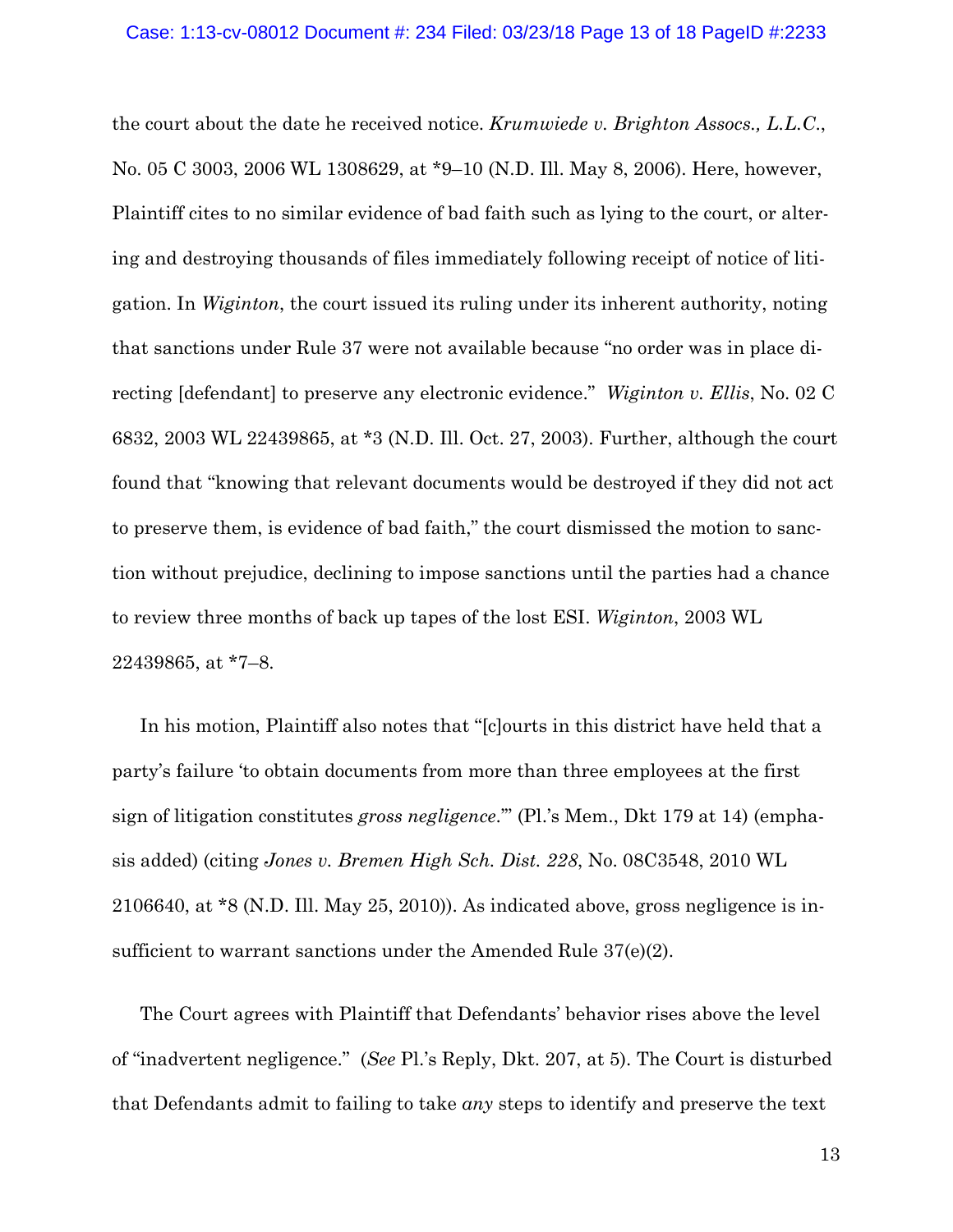the court about the date he received notice. *Krumwiede v. Brighton Assocs., L.L.C.*, No. 05 C 3003, 2006 WL 1308629, at *9–10 (N.D. Ill. May 8, 2006). Here, however, Plaintiff cites to no similar evidence of bad faith such as lying to the court, or altering and destroying thousands of files immediately following receipt of notice of litigation. In *Wiginton*, the court issued its ruling under its inherent authority, noting that sanctions under Rule 37 were not available because "no order was in place directing [defendant] to preserve any electronic evidence." *Wiginton v. Ellis*, No. 02 C 6832, 2003 WL 22439865, at *3 (N.D. Ill. Oct. 27, 2003). Further, although the court found that "knowing that relevant documents would be destroyed if they did not act to preserve them, is evidence of bad faith," the court dismissed the motion to sanction without prejudice, declining to impose sanctions until the parties had a chance to review three months of back up tapes of the lost ESI. *Wiginton*, 2003 WL 22439865, at *7–8.

In his motion, Plaintiff also notes that "[c]ourts in this district have held that a party's failure 'to obtain documents from more than three employees at the first sign of litigation constitutes *gross negligence*.'" (Pl.'s Mem., Dkt 179 at 14) (emphasis added) (citing *Jones v. Bremen High Sch. Dist. 228*, No. 08C3548, 2010 WL 2106640, at *8 (N.D. Ill. May 25, 2010)). As indicated above, gross negligence is insufficient to warrant sanctions under the Amended Rule 37(e)(2).

The Court agrees with Plaintiff that Defendants' behavior rises above the level of "inadvertent negligence." (*See* Pl.'s Reply, Dkt. 207, at 5). The Court is disturbed that Defendants admit to failing to take *any* steps to identify and preserve the text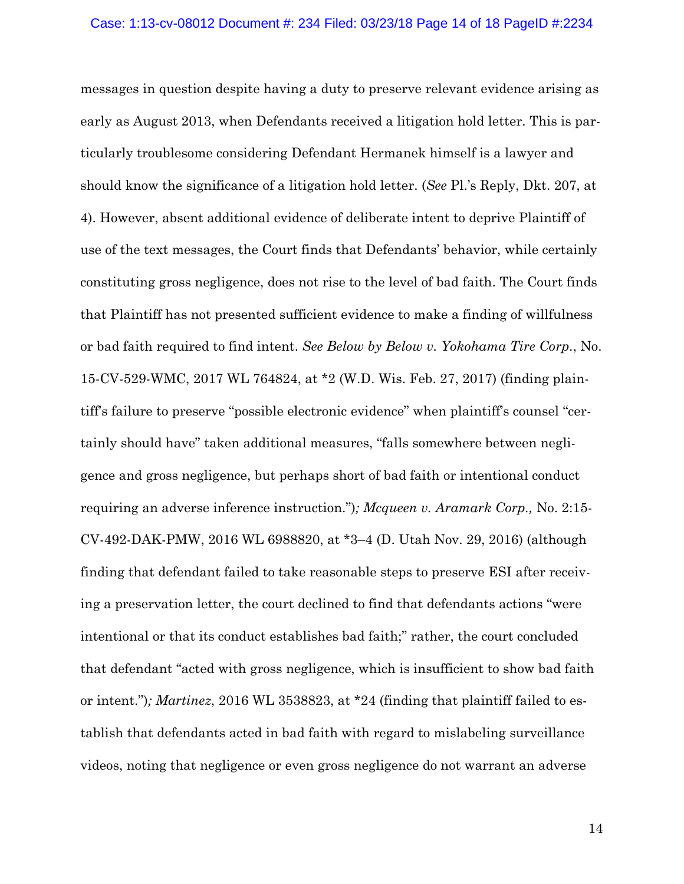messages in question despite having a duty to preserve relevant evidence arising as early as August 2013, when Defendants received a litigation hold letter. This is particularly troublesome considering Defendant Hermanek himself is a lawyer and should know the significance of a litigation hold letter. (*See* Pl.'s Reply, Dkt. 207, at 4). However, absent additional evidence of deliberate intent to deprive Plaintiff of use of the text messages, the Court finds that Defendants' behavior, while certainly constituting gross negligence, does not rise to the level of bad faith. The Court finds that Plaintiff has not presented sufficient evidence to make a finding of willfulness or bad faith required to find intent. *See Below by Below v. Yokohama Tire Corp.*, No. 15-CV-529-WMC, 2017 WL 764824, at *2 (W.D. Wis. Feb. 27, 2017) (finding plaintiff's failure to preserve "possible electronic evidence" when plaintiff's counsel "certainly should have" taken additional measures, "falls somewhere between negligence and gross negligence, but perhaps short of bad faith or intentional conduct requiring an adverse inference instruction.")*; Mcqueen v. Aramark Corp.,* No. 2:15-CV-492-DAK-PMW, 2016 WL 6988820, at *3–4 (D. Utah Nov. 29, 2016) (although finding that defendant failed to take reasonable steps to preserve ESI after receiving a preservation letter, the court declined to find that defendants actions "were intentional or that its conduct establishes bad faith;" rather, the court concluded that defendant "acted with gross negligence, which is insufficient to show bad faith or intent.")*; Martinez*, 2016 WL 3538823, at *24 (finding that plaintiff failed to establish that defendants acted in bad faith with regard to mislabeling surveillance videos, noting that negligence or even gross negligence do not warrant an adverse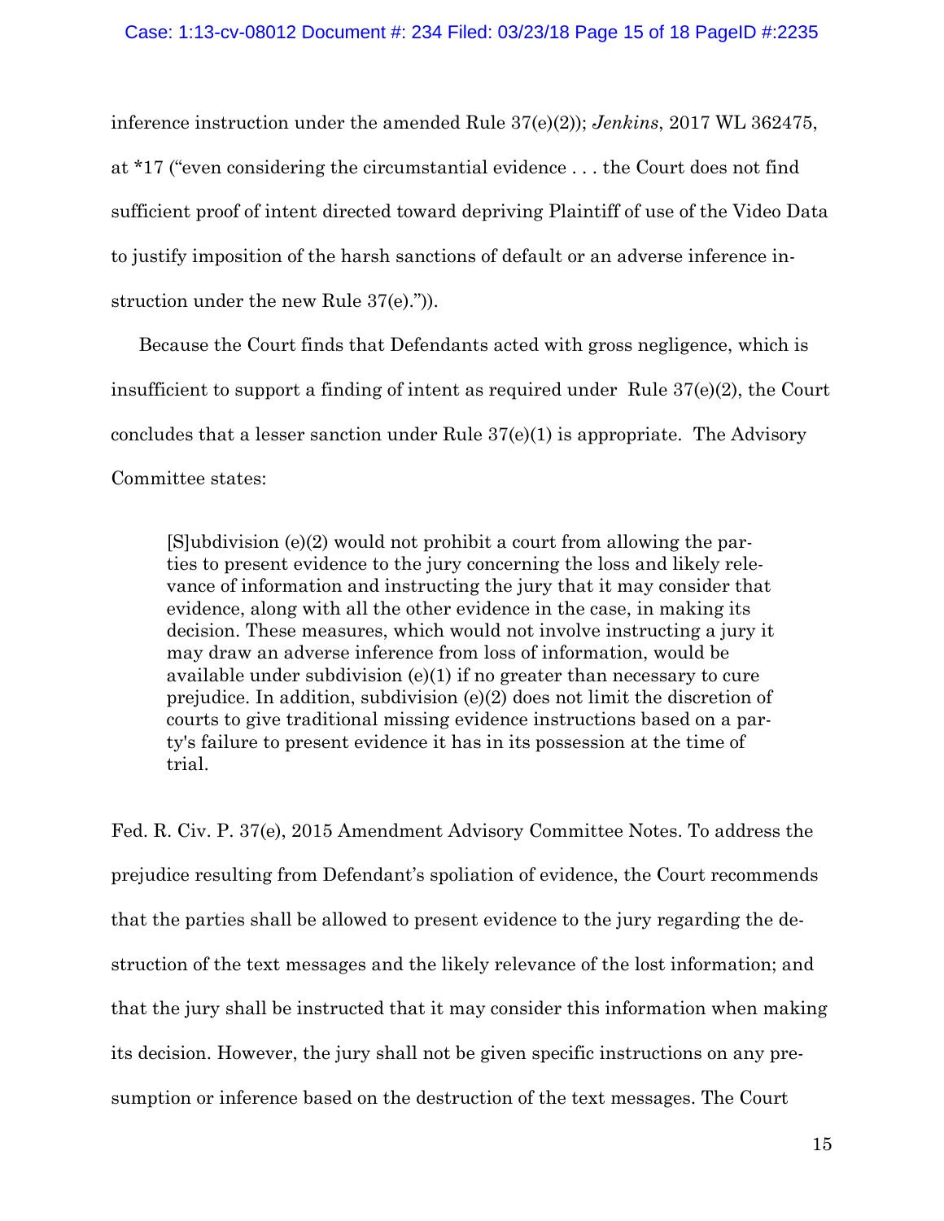inference instruction under the amended Rule 37(e)(2)); *Jenkins*, 2017 WL 362475, at *17 ("even considering the circumstantial evidence . . . the Court does not find sufficient proof of intent directed toward depriving Plaintiff of use of the Video Data to justify imposition of the harsh sanctions of default or an adverse inference instruction under the new Rule 37(e).")).

Because the Court finds that Defendants acted with gross negligence, which is insufficient to support a finding of intent as required under Rule 37(e)(2), the Court concludes that a lesser sanction under Rule 37(e)(1) is appropriate. The Advisory Committee states:

> [S]ubdivision (e)(2) would not prohibit a court from allowing the parties to present evidence to the jury concerning the loss and likely relevance of information and instructing the jury that it may consider that evidence, along with all the other evidence in the case, in making its decision. These measures, which would not involve instructing a jury it may draw an adverse inference from loss of information, would be available under subdivision (e)(1) if no greater than necessary to cure prejudice. In addition, subdivision (e)(2) does not limit the discretion of courts to give traditional missing evidence instructions based on a party's failure to present evidence it has in its possession at the time of trial.

Fed. R. Civ. P. 37(e), 2015 Amendment Advisory Committee Notes. To address the prejudice resulting from Defendant's spoliation of evidence, the Court recommends that the parties shall be allowed to present evidence to the jury regarding the destruction of the text messages and the likely relevance of the lost information; and that the jury shall be instructed that it may consider this information when making its decision. However, the jury shall not be given specific instructions on any presumption or inference based on the destruction of the text messages. The Court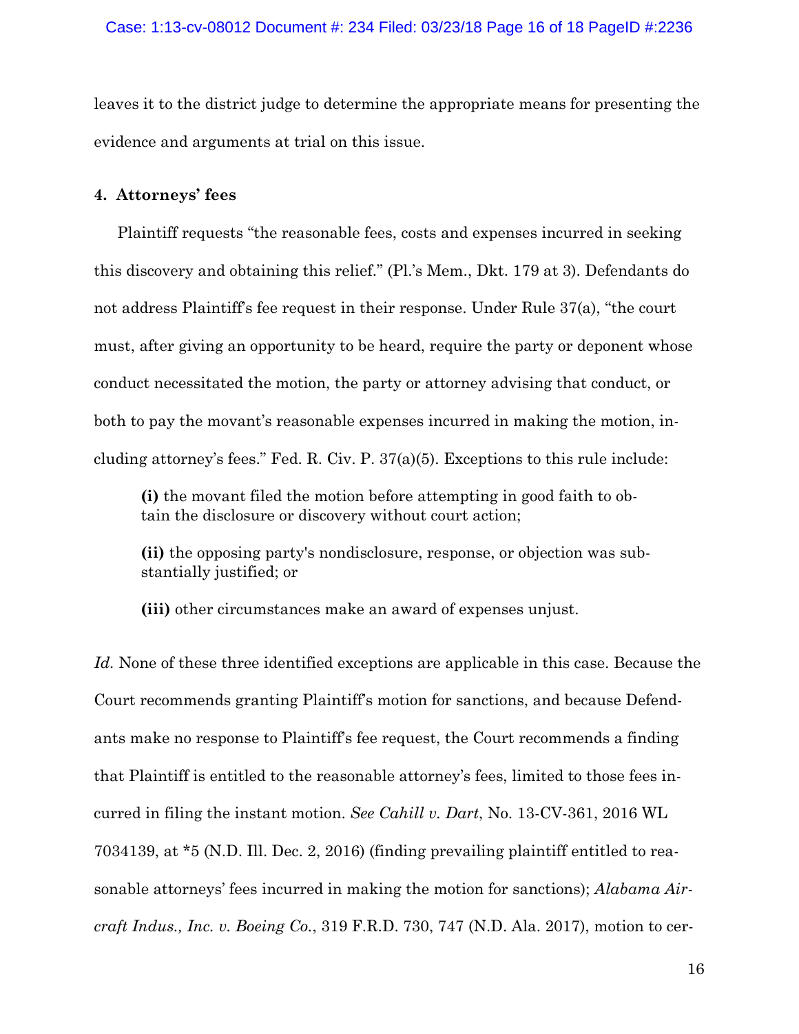leaves it to the district judge to determine the appropriate means for presenting the evidence and arguments at trial on this issue.

### 4. Attorneys' fees

Plaintiff requests "the reasonable fees, costs and expenses incurred in seeking this discovery and obtaining this relief." (Pl.'s Mem., Dkt. 179 at 3). Defendants do not address Plaintiff's fee request in their response. Under Rule 37(a), "the court must, after giving an opportunity to be heard, require the party or deponent whose conduct necessitated the motion, the party or attorney advising that conduct, or both to pay the movant's reasonable expenses incurred in making the motion, including attorney's fees." Fed. R. Civ. P. 37(a)(5). Exceptions to this rule include:

> **(i)** the movant filed the motion before attempting in good faith to obtain the disclosure or discovery without court action;
>
> **(ii)** the opposing party's nondisclosure, response, or objection was substantially justified; or
>
> **(iii)** other circumstances make an award of expenses unjust.

*Id.* None of these three identified exceptions are applicable in this case. Because the Court recommends granting Plaintiff's motion for sanctions, and because Defendants make no response to Plaintiff's fee request, the Court recommends a finding that Plaintiff is entitled to the reasonable attorney's fees, limited to those fees incurred in filing the instant motion. *See Cahill v. Dart*, No. 13-CV-361, 2016 WL 7034139, at *5 (N.D. Ill. Dec. 2, 2016) (finding prevailing plaintiff entitled to reasonable attorneys' fees incurred in making the motion for sanctions); *Alabama Aircraft Indus., Inc. v. Boeing Co.*, 319 F.R.D. 730, 747 (N.D. Ala. 2017), motion to cer-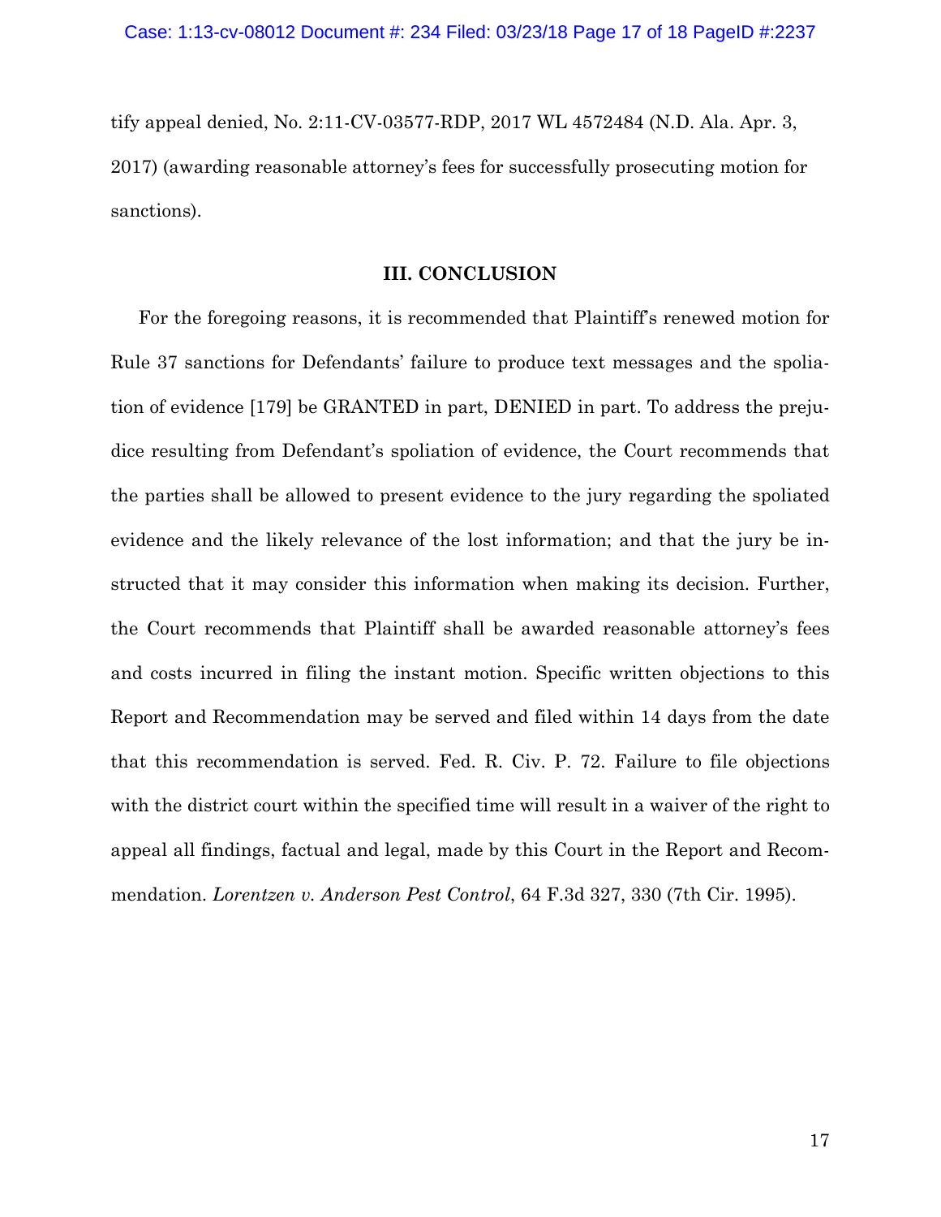tify appeal denied, No. 2:11-CV-03577-RDP, 2017 WL 4572484 (N.D. Ala. Apr. 3, 2017) (awarding reasonable attorney's fees for successfully prosecuting motion for sanctions).

## III. CONCLUSION

For the foregoing reasons, it is recommended that Plaintiff's renewed motion for Rule 37 sanctions for Defendants' failure to produce text messages and the spoliation of evidence [179] be GRANTED in part, DENIED in part. To address the prejudice resulting from Defendant's spoliation of evidence, the Court recommends that the parties shall be allowed to present evidence to the jury regarding the spoliated evidence and the likely relevance of the lost information; and that the jury be instructed that it may consider this information when making its decision. Further, the Court recommends that Plaintiff shall be awarded reasonable attorney's fees and costs incurred in filing the instant motion. Specific written objections to this Report and Recommendation may be served and filed within 14 days from the date that this recommendation is served. Fed. R. Civ. P. 72. Failure to file objections with the district court within the specified time will result in a waiver of the right to appeal all findings, factual and legal, made by this Court in the Report and Recommendation. *Lorentzen v. Anderson Pest Control*, 64 F.3d 327, 330 (7th Cir. 1995).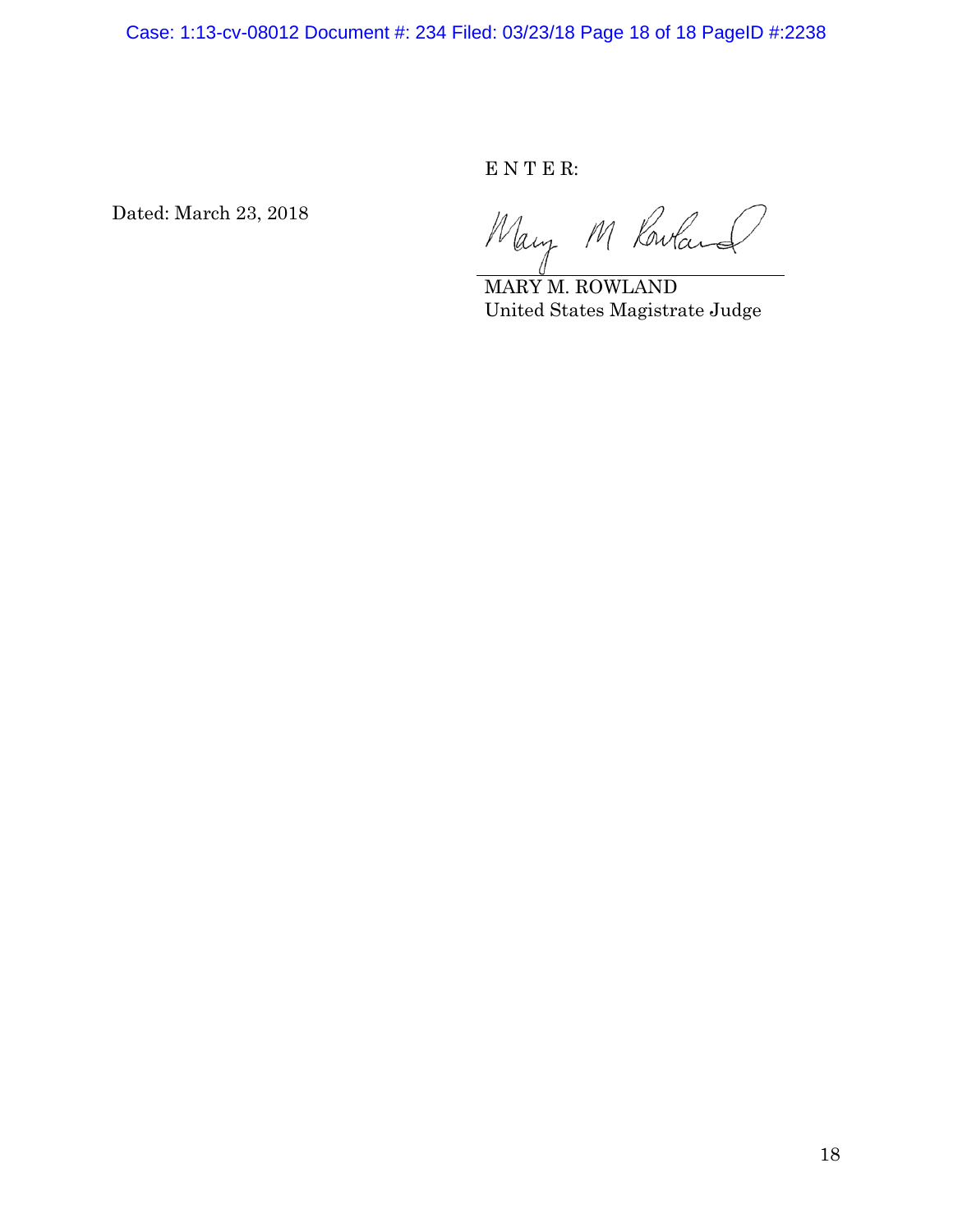E N T E R:

Dated: March 23, 2018

MARY M. ROWLAND
United States Magistrate Judge